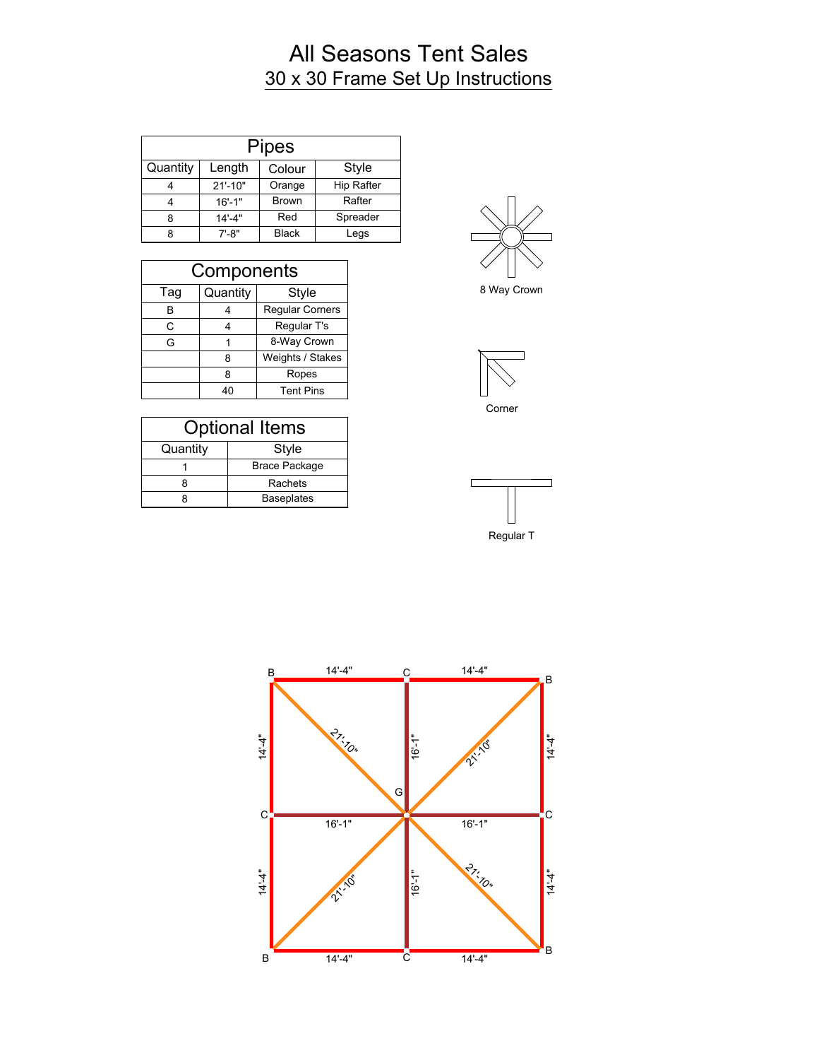# All Seasons Tent Sales

## 30 x 30 Frame Set Up Instructions

| Pipes | | | |
|---|---|---|---|
| **Quantity** | **Length** | **Colour** | **Style** |
| 4 | 21'-10" | Orange | Hip Rafter |
| 4 | 16'-1" | Brown | Rafter |
| 8 | 14'-4" | Red | Spreader |
| 8 | 7'-8" | Black | Legs |

| Components | | |
|---|---|---|
| **Tag** | **Quantity** | **Style** |
| B | 4 | Regular Corners |
| C | 4 | Regular T's |
| G | 1 | 8-Way Crown |
| | 8 | Weights / Stakes |
| | 8 | Ropes |
| | 40 | Tent Pins |

| Optional Items | |
|---|---|
| **Quantity** | **Style** |
| 1 | Brace Package |
| 8 | Rachets |
| 8 | Baseplates |

8 Way Crown

Corner

Regular T

B 14'-4" C 14'-4" B

14'-4" 21'-10" 16'-1" 21'-10" 14'-4"

G

C 16'-1" 16'-1" C

14'-4" 21'-10" 16'-1" 21'-10" 14'-4"

B 14'-4" C 14'-4" B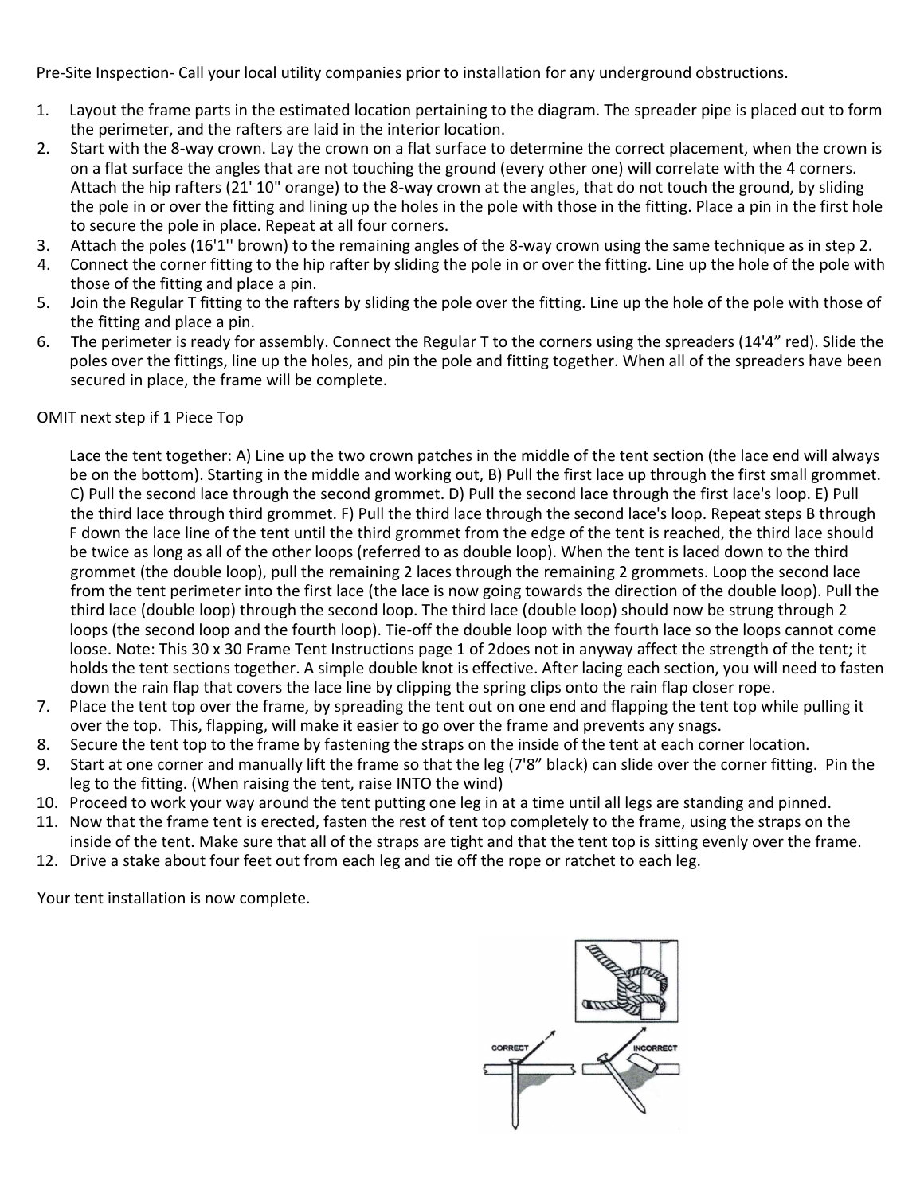Pre-Site Inspection- Call your local utility companies prior to installation for any underground obstructions.

1. Layout the frame parts in the estimated location pertaining to the diagram. The spreader pipe is placed out to form the perimeter, and the rafters are laid in the interior location.
2. Start with the 8-way crown. Lay the crown on a flat surface to determine the correct placement, when the crown is on a flat surface the angles that are not touching the ground (every other one) will correlate with the 4 corners. Attach the hip rafters (21' 10" orange) to the 8-way crown at the angles, that do not touch the ground, by sliding the pole in or over the fitting and lining up the holes in the pole with those in the fitting. Place a pin in the first hole to secure the pole in place. Repeat at all four corners.
3. Attach the poles (16'1'' brown) to the remaining angles of the 8-way crown using the same technique as in step 2.
4. Connect the corner fitting to the hip rafter by sliding the pole in or over the fitting. Line up the hole of the pole with those of the fitting and place a pin.
5. Join the Regular T fitting to the rafters by sliding the pole over the fitting. Line up the hole of the pole with those of the fitting and place a pin.
6. The perimeter is ready for assembly. Connect the Regular T to the corners using the spreaders (14'4" red). Slide the poles over the fittings, line up the holes, and pin the pole and fitting together. When all of the spreaders have been secured in place, the frame will be complete.

OMIT next step if 1 Piece Top

Lace the tent together: A) Line up the two crown patches in the middle of the tent section (the lace end will always be on the bottom). Starting in the middle and working out, B) Pull the first lace up through the first small grommet. C) Pull the second lace through the second grommet. D) Pull the second lace through the first lace's loop. E) Pull the third lace through third grommet. F) Pull the third lace through the second lace's loop. Repeat steps B through F down the lace line of the tent until the third grommet from the edge of the tent is reached, the third lace should be twice as long as all of the other loops (referred to as double loop). When the tent is laced down to the third grommet (the double loop), pull the remaining 2 laces through the remaining 2 grommets. Loop the second lace from the tent perimeter into the first lace (the lace is now going towards the direction of the double loop). Pull the third lace (double loop) through the second loop. The third lace (double loop) should now be strung through 2 loops (the second loop and the fourth loop). Tie-off the double loop with the fourth lace so the loops cannot come loose. Note: This 30 x 30 Frame Tent Instructions page 1 of 2does not in anyway affect the strength of the tent; it holds the tent sections together. A simple double knot is effective. After lacing each section, you will need to fasten down the rain flap that covers the lace line by clipping the spring clips onto the rain flap closer rope.

7. Place the tent top over the frame, by spreading the tent out on one end and flapping the tent top while pulling it over the top. This, flapping, will make it easier to go over the frame and prevents any snags.
8. Secure the tent top to the frame by fastening the straps on the inside of the tent at each corner location.
9. Start at one corner and manually lift the frame so that the leg (7'8" black) can slide over the corner fitting. Pin the leg to the fitting. (When raising the tent, raise INTO the wind)
10. Proceed to work your way around the tent putting one leg in at a time until all legs are standing and pinned.
11. Now that the frame tent is erected, fasten the rest of tent top completely to the frame, using the straps on the inside of the tent. Make sure that all of the straps are tight and that the tent top is sitting evenly over the frame.
12. Drive a stake about four feet out from each leg and tie off the rope or ratchet to each leg.

Your tent installation is now complete.

CORRECT

INCORRECT